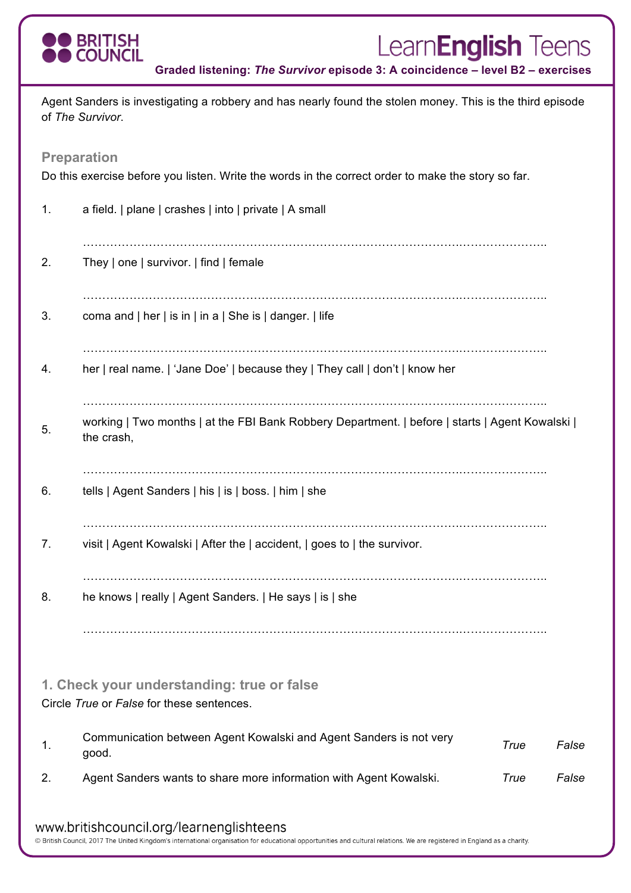# Graded listening: *The Survivor* episode 3: A coincidence – level B2 – exercises

Agent Sanders is investigating a robbery and has nearly found the stolen money. This is the third episode of *The Survivor*.

## Preparation

Do this exercise before you listen. Write the words in the correct order to make the story so far.

1. a field. | plane | crashes | into | private | A small

   ……………………………………………………………………………………………………………

2. They | one | survivor. | find | female

   ……………………………………………………………………………………………………………

3. coma and | her | is in | in a | She is | danger. | life

   ……………………………………………………………………………………………………………

4. her | real name. | 'Jane Doe' | because they | They call | don't | know her

   ……………………………………………………………………………………………………………

5. working | Two months | at the FBI Bank Robbery Department. | before | starts | Agent Kowalski | the crash,

   ……………………………………………………………………………………………………………

6. tells | Agent Sanders | his | is | boss. | him | she

   ……………………………………………………………………………………………………………

7. visit | Agent Kowalski | After the | accident, | goes to | the survivor.

   ……………………………………………………………………………………………………………

8. he knows | really | Agent Sanders. | He says | is | she

   ……………………………………………………………………………………………………………

## 1. Check your understanding: true or false

Circle *True* or *False* for these sentences.

| | | | |
|---|---|---|---|
| 1. | Communication between Agent Kowalski and Agent Sanders is not very good. | *True* | *False* |
| 2. | Agent Sanders wants to share more information with Agent Kowalski. | *True* | *False* |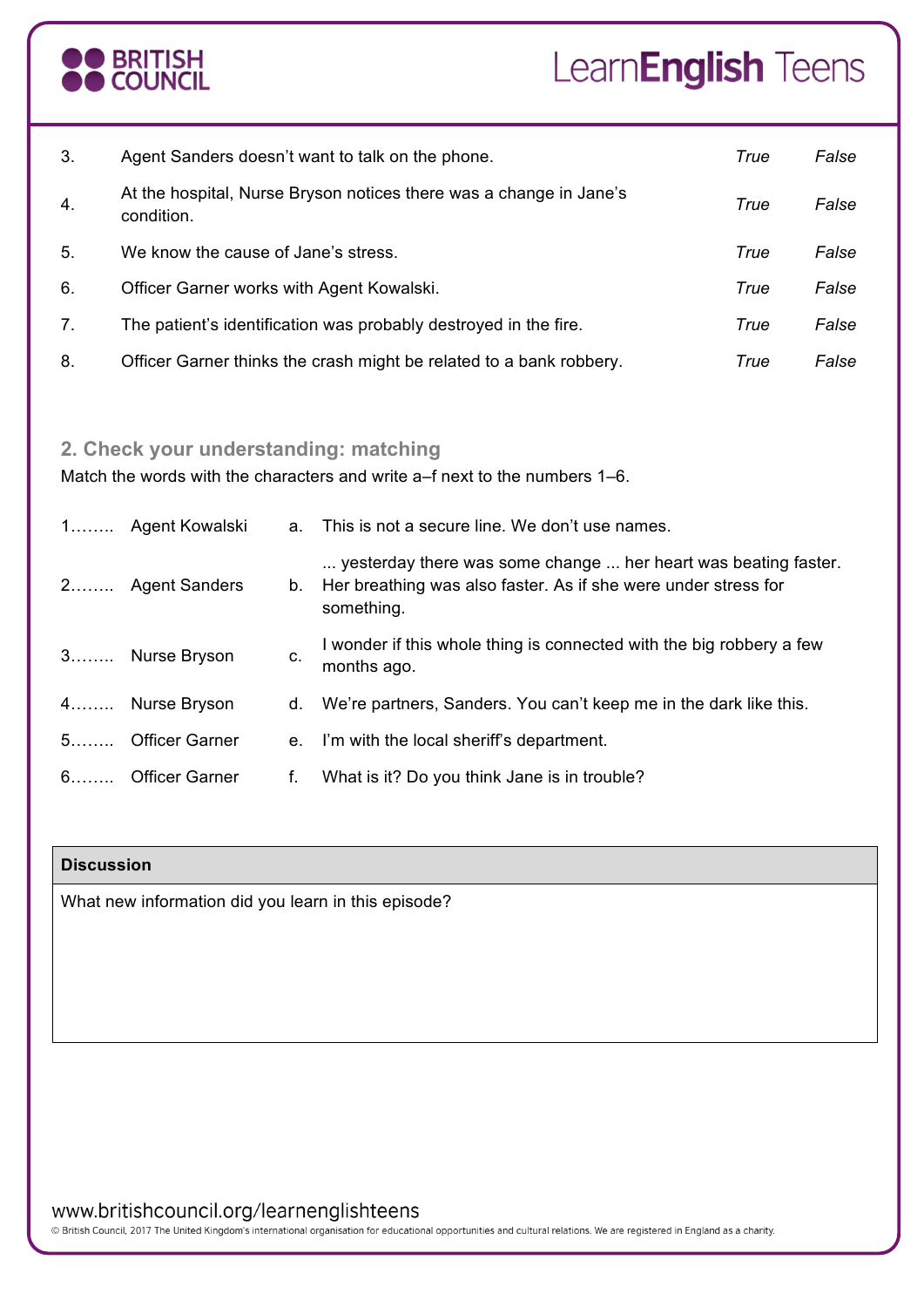| | | | |
|---|---|---|---|
| 3. | Agent Sanders doesn't want to talk on the phone. | *True* | *False* |
| 4. | At the hospital, Nurse Bryson notices there was a change in Jane's condition. | *True* | *False* |
| 5. | We know the cause of Jane's stress. | *True* | *False* |
| 6. | Officer Garner works with Agent Kowalski. | *True* | *False* |
| 7. | The patient's identification was probably destroyed in the fire. | *True* | *False* |
| 8. | Officer Garner thinks the crash might be related to a bank robbery. | *True* | *False* |

## 2. Check your understanding: matching

Match the words with the characters and write a–f next to the numbers 1–6.

| | | | |
|---|---|---|---|
| 1…….. | Agent Kowalski | a. | This is not a secure line. We don't use names. |
| 2…….. | Agent Sanders | b. | ... yesterday there was some change ... her heart was beating faster. Her breathing was also faster. As if she were under stress for something. |
| 3…….. | Nurse Bryson | c. | I wonder if this whole thing is connected with the big robbery a few months ago. |
| 4…….. | Nurse Bryson | d. | We're partners, Sanders. You can't keep me in the dark like this. |
| 5…….. | Officer Garner | e. | I'm with the local sheriff's department. |
| 6…….. | Officer Garner | f. | What is it? Do you think Jane is in trouble? |

**Discussion**

What new information did you learn in this episode?